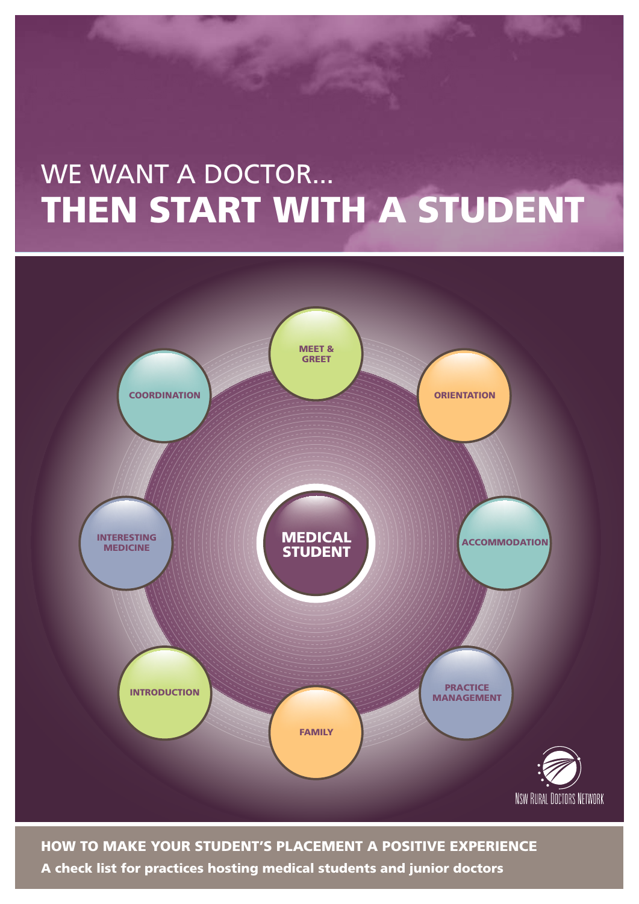# WE WANT A DOCTOR...
# THEN START WITH A STUDENT

MEDICAL STUDENT

MEET & GREET

ORIENTATION

ACCOMMODATION

PRACTICE MANAGEMENT

FAMILY

INTRODUCTION

INTERESTING MEDICINE

COORDINATION

NSW Rural Doctors Network

**HOW TO MAKE YOUR STUDENT'S PLACEMENT A POSITIVE EXPERIENCE**

**A check list for practices hosting medical students and junior doctors**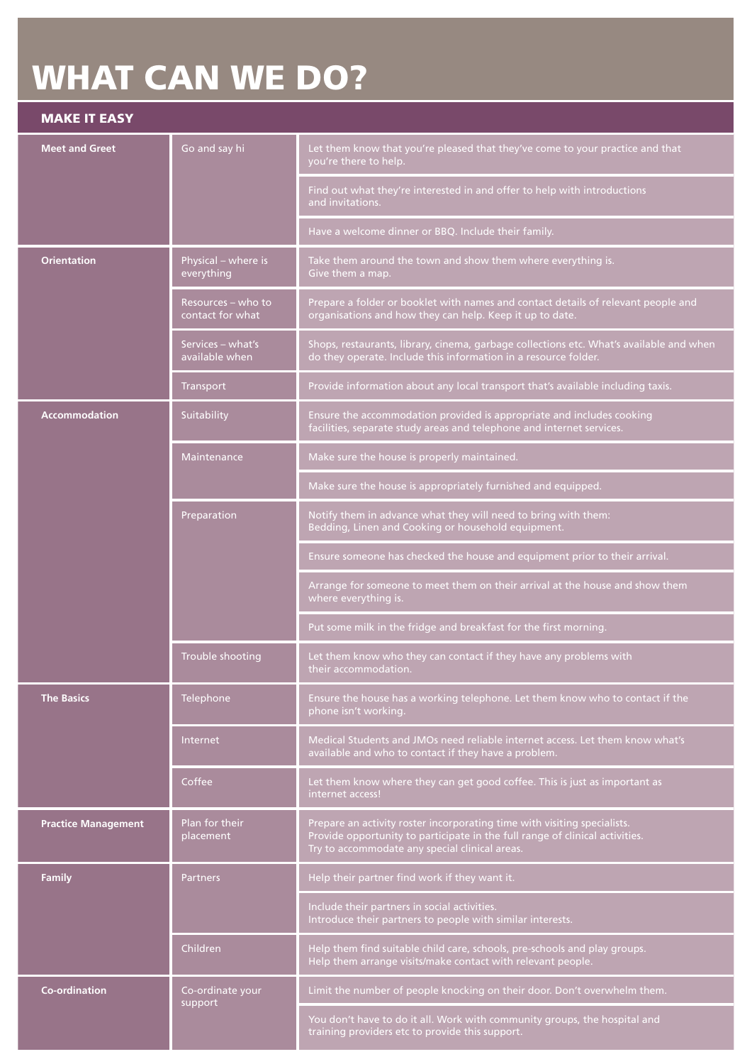# WHAT CAN WE DO?

## MAKE IT EASY

| | | |
|---|---|---|
| **Meet and Greet** | Go and say hi | Let them know that you're pleased that they've come to your practice and that you're there to help. |
| | | Find out what they're interested in and offer to help with introductions and invitations. |
| | | Have a welcome dinner or BBQ. Include their family. |
| **Orientation** | Physical – where is everything | Take them around the town and show them where everything is. Give them a map. |
| | Resources – who to contact for what | Prepare a folder or booklet with names and contact details of relevant people and organisations and how they can help. Keep it up to date. |
| | Services – what's available when | Shops, restaurants, library, cinema, garbage collections etc. What's available and when do they operate. Include this information in a resource folder. |
| | Transport | Provide information about any local transport that's available including taxis. |
| **Accommodation** | Suitability | Ensure the accommodation provided is appropriate and includes cooking facilities, separate study areas and telephone and internet services. |
| | Maintenance | Make sure the house is properly maintained. |
| | | Make sure the house is appropriately furnished and equipped. |
| | Preparation | Notify them in advance what they will need to bring with them: Bedding, Linen and Cooking or household equipment. |
| | | Ensure someone has checked the house and equipment prior to their arrival. |
| | | Arrange for someone to meet them on their arrival at the house and show them where everything is. |
| | | Put some milk in the fridge and breakfast for the first morning. |
| | Trouble shooting | Let them know who they can contact if they have any problems with their accommodation. |
| **The Basics** | Telephone | Ensure the house has a working telephone. Let them know who to contact if the phone isn't working. |
| | Internet | Medical Students and JMOs need reliable internet access. Let them know what's available and who to contact if they have a problem. |
| | Coffee | Let them know where they can get good coffee. This is just as important as internet access! |
| **Practice Management** | Plan for their placement | Prepare an activity roster incorporating time with visiting specialists. Provide opportunity to participate in the full range of clinical activities. Try to accommodate any special clinical areas. |
| **Family** | Partners | Help their partner find work if they want it. |
| | | Include their partners in social activities. Introduce their partners to people with similar interests. |
| | Children | Help them find suitable child care, schools, pre-schools and play groups. Help them arrange visits/make contact with relevant people. |
| **Co-ordination** | Co-ordinate your support | Limit the number of people knocking on their door. Don't overwhelm them. |
| | | You don't have to do it all. Work with community groups, the hospital and training providers etc to provide this support. |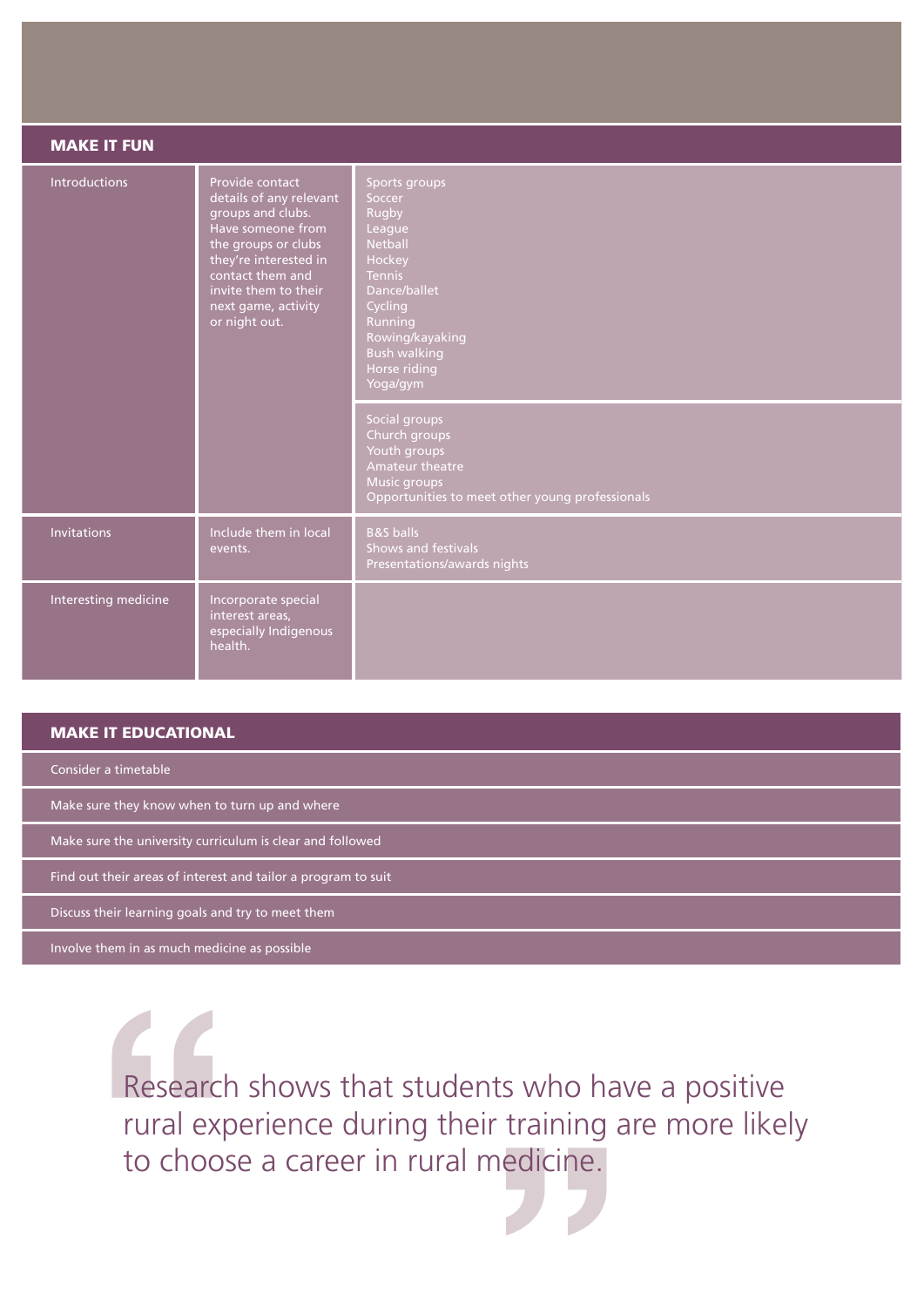## MAKE IT FUN

| | | |
|---|---|---|
| Introductions | Provide contact details of any relevant groups and clubs. Have someone from the groups or clubs they're interested in contact them and invite them to their next game, activity or night out. | Sports groups<br>Soccer<br>Rugby<br>League<br>Netball<br>Hockey<br>Tennis<br>Dance/ballet<br>Cycling<br>Running<br>Rowing/kayaking<br>Bush walking<br>Horse riding<br>Yoga/gym |
| | | Social groups<br>Church groups<br>Youth groups<br>Amateur theatre<br>Music groups<br>Opportunities to meet other young professionals |
| Invitations | Include them in local events. | B&S balls<br>Shows and festivals<br>Presentations/awards nights |
| Interesting medicine | Incorporate special interest areas, especially Indigenous health. | |

## MAKE IT EDUCATIONAL

- Consider a timetable
- Make sure they know when to turn up and where
- Make sure the university curriculum is clear and followed
- Find out their areas of interest and tailor a program to suit
- Discuss their learning goals and try to meet them
- Involve them in as much medicine as possible

> "Research shows that students who have a positive rural experience during their training are more likely to choose a career in rural medicine."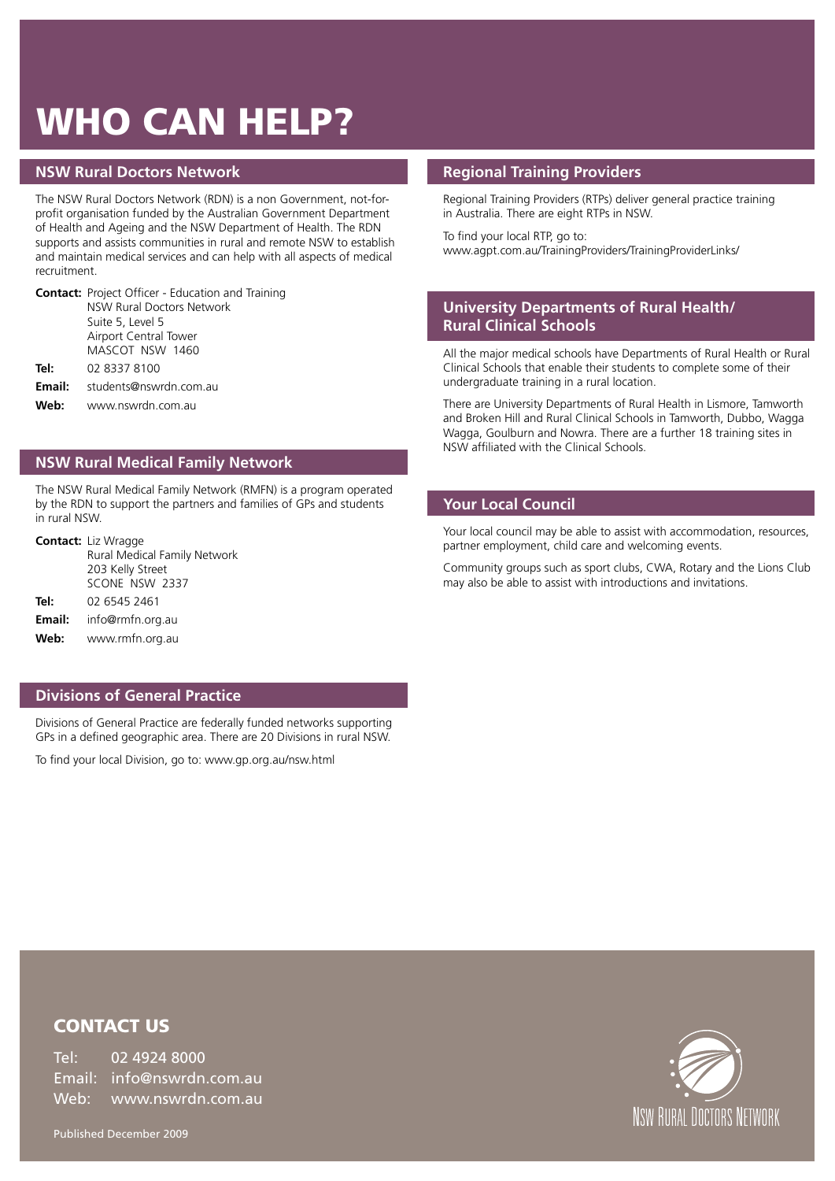# WHO CAN HELP?

## NSW Rural Doctors Network

The NSW Rural Doctors Network (RDN) is a non Government, not-for-profit organisation funded by the Australian Government Department of Health and Ageing and the NSW Department of Health. The RDN supports and assists communities in rural and remote NSW to establish and maintain medical services and can help with all aspects of medical recruitment.

**Contact:** Project Officer - Education and Training
NSW Rural Doctors Network
Suite 5, Level 5
Airport Central Tower
MASCOT NSW 1460

**Tel:** 02 8337 8100

**Email:** students@nswrdn.com.au

**Web:** www.nswrdn.com.au

## NSW Rural Medical Family Network

The NSW Rural Medical Family Network (RMFN) is a program operated by the RDN to support the partners and families of GPs and students in rural NSW.

**Contact:** Liz Wragge
Rural Medical Family Network
203 Kelly Street
SCONE NSW 2337

**Tel:** 02 6545 2461

**Email:** info@rmfn.org.au

**Web:** www.rmfn.org.au

## Divisions of General Practice

Divisions of General Practice are federally funded networks supporting GPs in a defined geographic area. There are 20 Divisions in rural NSW.

To find your local Division, go to: www.gp.org.au/nsw.html

## Regional Training Providers

Regional Training Providers (RTPs) deliver general practice training in Australia. There are eight RTPs in NSW.

To find your local RTP, go to:
www.agpt.com.au/TrainingProviders/TrainingProviderLinks/

## University Departments of Rural Health/ Rural Clinical Schools

All the major medical schools have Departments of Rural Health or Rural Clinical Schools that enable their students to complete some of their undergraduate training in a rural location.

There are University Departments of Rural Health in Lismore, Tamworth and Broken Hill and Rural Clinical Schools in Tamworth, Dubbo, Wagga Wagga, Goulburn and Nowra. There are a further 18 training sites in NSW affiliated with the Clinical Schools.

## Your Local Council

Your local council may be able to assist with accommodation, resources, partner employment, child care and welcoming events.

Community groups such as sport clubs, CWA, Rotary and the Lions Club may also be able to assist with introductions and invitations.

## CONTACT US

Tel: 02 4924 8000
Email: info@nswrdn.com.au
Web: www.nswrdn.com.au

NSW Rural Doctors Network

Published December 2009